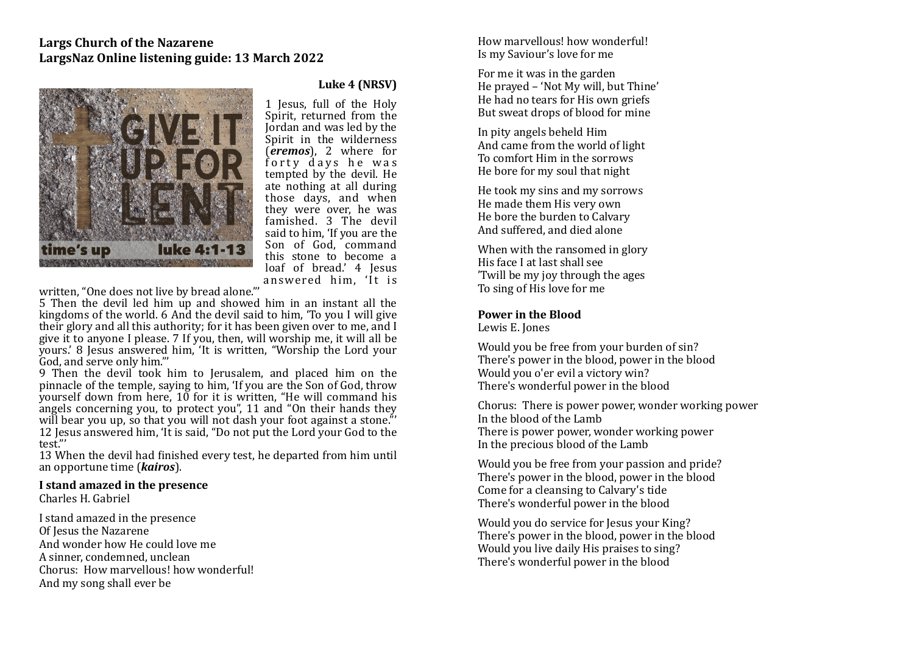**Largs Church of the Nazarene**
**LargsNaz Online listening guide: 13 March 2022**

**Luke 4 (NRSV)**

1 Jesus, full of the Holy Spirit, returned from the Jordan and was led by the Spirit in the wilderness (***eremos***), 2 where for forty days he was tempted by the devil. He ate nothing at all during those days, and when they were over, he was famished. 3 The devil said to him, 'If you are the Son of God, command this stone to become a loaf of bread.' 4 Jesus answered him, 'It is written, "One does not live by bread alone."'

5 Then the devil led him up and showed him in an instant all the kingdoms of the world. 6 And the devil said to him, 'To you I will give their glory and all this authority; for it has been given over to me, and I give it to anyone I please. 7 If you, then, will worship me, it will all be yours.' 8 Jesus answered him, 'It is written, "Worship the Lord your God, and serve only him."'

9 Then the devil took him to Jerusalem, and placed him on the pinnacle of the temple, saying to him, 'If you are the Son of God, throw yourself down from here, 10 for it is written, "He will command his angels concerning you, to protect you", 11 and "On their hands they will bear you up, so that you will not dash your foot against a stone."' 12 Jesus answered him, 'It is said, "Do not put the Lord your God to the test."'

13 When the devil had finished every test, he departed from him until an opportune time (***kairos***).

**I stand amazed in the presence**
Charles H. Gabriel

I stand amazed in the presence
Of Jesus the Nazarene
And wonder how He could love me
A sinner, condemned, unclean
Chorus: How marvellous! how wonderful!
And my song shall ever be
How marvellous! how wonderful!
Is my Saviour's love for me

For me it was in the garden
He prayed – 'Not My will, but Thine'
He had no tears for His own griefs
But sweat drops of blood for mine

In pity angels beheld Him
And came from the world of light
To comfort Him in the sorrows
He bore for my soul that night

He took my sins and my sorrows
He made them His very own
He bore the burden to Calvary
And suffered, and died alone

When with the ransomed in glory
His face I at last shall see
'Twill be my joy through the ages
To sing of His love for me

**Power in the Blood**
Lewis E. Jones

Would you be free from your burden of sin?
There's power in the blood, power in the blood
Would you o'er evil a victory win?
There's wonderful power in the blood

Chorus: There is power power, wonder working power
In the blood of the Lamb
There is power power, wonder working power
In the precious blood of the Lamb

Would you be free from your passion and pride?
There's power in the blood, power in the blood
Come for a cleansing to Calvary's tide
There's wonderful power in the blood

Would you do service for Jesus your King?
There's power in the blood, power in the blood
Would you live daily His praises to sing?
There's wonderful power in the blood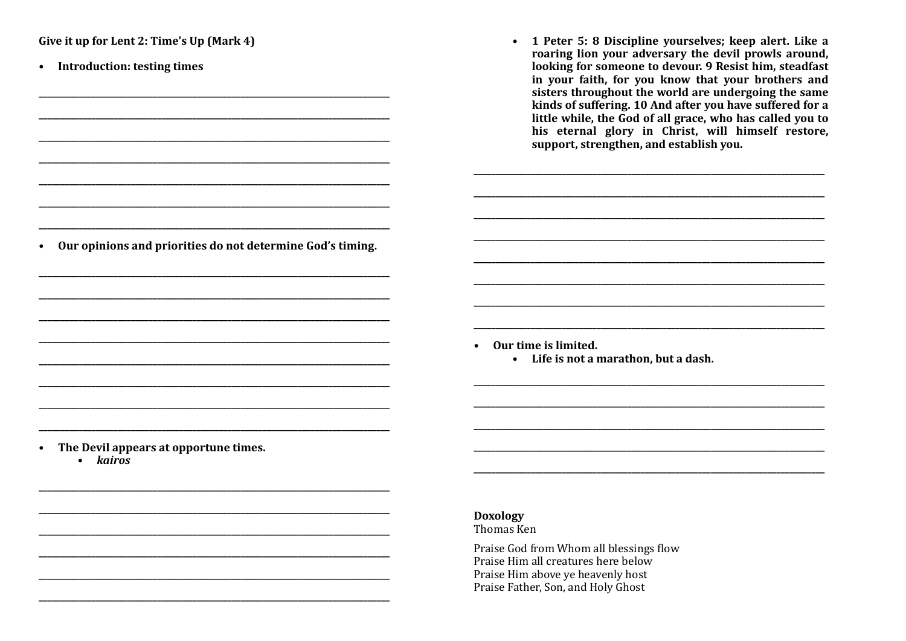**Give it up for Lent 2: Time's Up (Mark 4)**

- **Introduction: testing times**

- **Our opinions and priorities do not determine God's timing.**

- **The Devil appears at opportune times.**
  - ***kairos***

- **1 Peter 5: 8 Discipline yourselves; keep alert. Like a roaring lion your adversary the devil prowls around, looking for someone to devour. 9 Resist him, steadfast in your faith, for you know that your brothers and sisters throughout the world are undergoing the same kinds of suffering. 10 And after you have suffered for a little while, the God of all grace, who has called you to his eternal glory in Christ, will himself restore, support, strengthen, and establish you.**

- **Our time is limited.**
  - **Life is not a marathon, but a dash.**

**Doxology**
Thomas Ken

Praise God from Whom all blessings flow
Praise Him all creatures here below
Praise Him above ye heavenly host
Praise Father, Son, and Holy Ghost